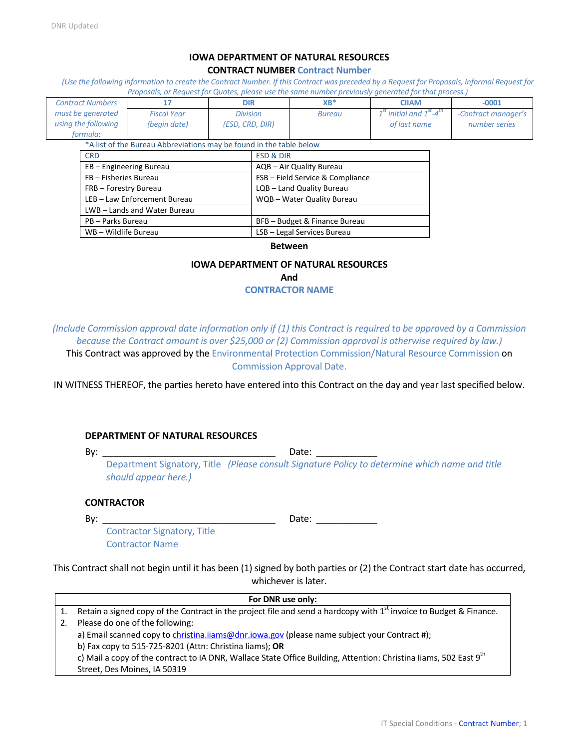DNR Updated

**IOWA DEPARTMENT OF NATURAL RESOURCES**

**CONTRACT NUMBER** Contract Number

*(Use the following information to create the Contract Number. If this Contract was preceded by a Request for Proposals, Informal Request for Proposals, or Request for Quotes, please use the same number previously generated for that process.)*

| *Contract Numbers must be generated using the following formula:* | **17** | **DIR** | **XB*** | **CIIAM** | **-0001** |
|---|---|---|---|---|---|
| | *Fiscal Year (begin date)* | *Division (ESD, CRD, DIR)* | *Bureau* | *1st initial and 1st-4th of last name* | *-Contract manager's number series* |

*A list of the Bureau Abbreviations may be found in the table below

| CRD | ESD & DIR |
|---|---|
| EB – Engineering Bureau | AQB – Air Quality Bureau |
| FB – Fisheries Bureau | FSB – Field Service & Compliance |
| FRB – Forestry Bureau | LQB – Land Quality Bureau |
| LEB – Law Enforcement Bureau | WQB – Water Quality Bureau |
| LWB – Lands and Water Bureau | |
| PB – Parks Bureau | BFB – Budget & Finance Bureau |
| WB – Wildlife Bureau | LSB – Legal Services Bureau |

**Between**

**IOWA DEPARTMENT OF NATURAL RESOURCES**

**And**

**CONTRACTOR NAME**

*(Include Commission approval date information only if (1) this Contract is required to be approved by a Commission because the Contract amount is over $25,000 or (2) Commission approval is otherwise required by law.)*

This Contract was approved by the Environmental Protection Commission/Natural Resource Commission on Commission Approval Date.

IN WITNESS THEREOF, the parties hereto have entered into this Contract on the day and year last specified below.

**DEPARTMENT OF NATURAL RESOURCES**

By: ___________________________________ Date: ____________

Department Signatory, Title *(Please consult Signature Policy to determine which name and title should appear here.)*

**CONTRACTOR**

By: ___________________________________ Date: ____________

Contractor Signatory, Title
Contractor Name

This Contract shall not begin until it has been (1) signed by both parties or (2) the Contract start date has occurred, whichever is later.

| **For DNR use only:** |
|---|
| 1. Retain a signed copy of the Contract in the project file and send a hardcopy with 1st invoice to Budget & Finance. |
| 2. Please do one of the following: |
| a) Email scanned copy to christina.iiams@dnr.iowa.gov (please name subject your Contract #); |
| b) Fax copy to 515-725-8201 (Attn: Christina Iiams); **OR** |
| c) Mail a copy of the contract to IA DNR, Wallace State Office Building, Attention: Christina Iiams, 502 East 9th Street, Des Moines, IA 50319 |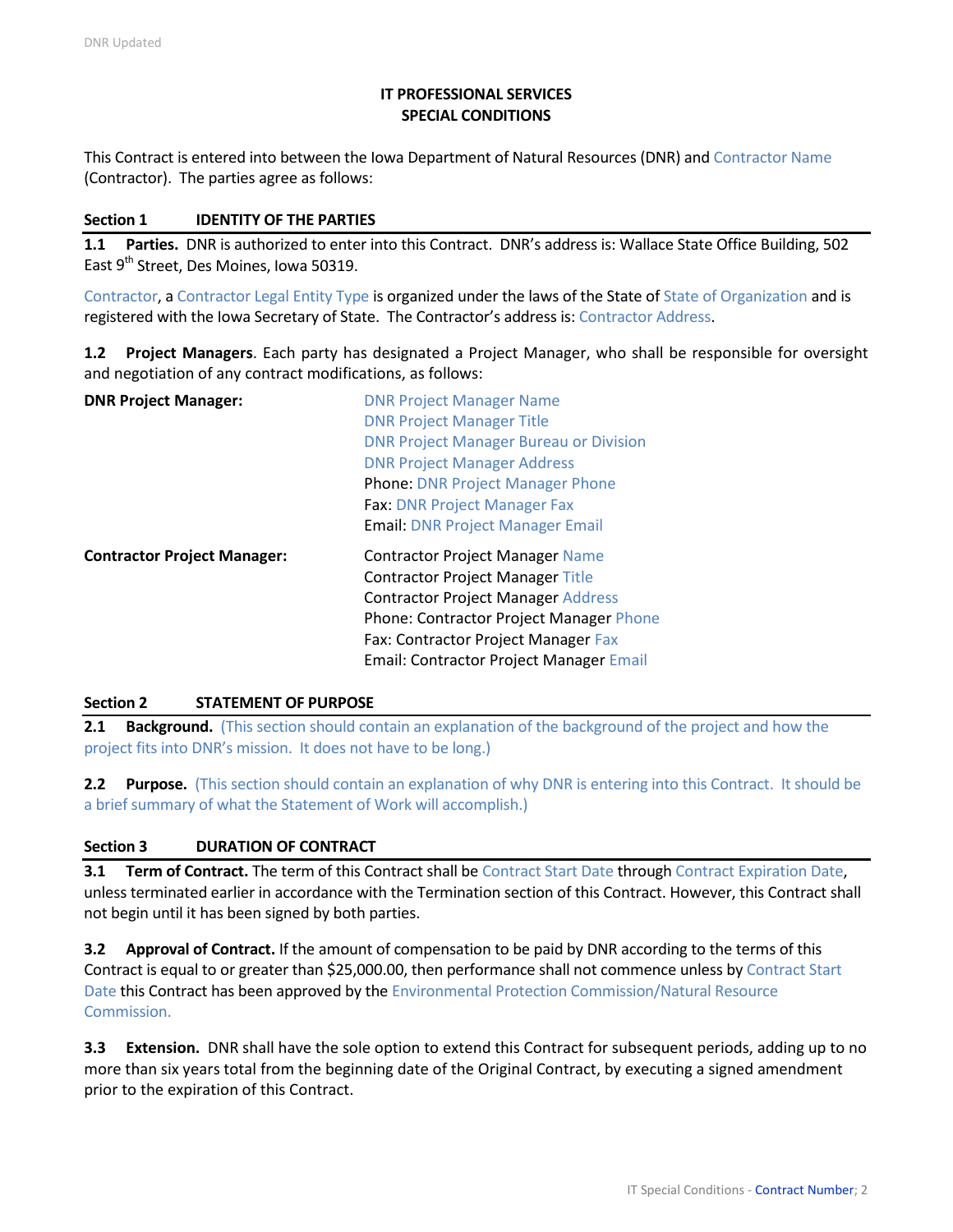## IT PROFESSIONAL SERVICES
## SPECIAL CONDITIONS

This Contract is entered into between the Iowa Department of Natural Resources (DNR) and Contractor Name (Contractor). The parties agree as follows:

### Section 1 IDENTITY OF THE PARTIES

**1.1 Parties.** DNR is authorized to enter into this Contract. DNR's address is: Wallace State Office Building, 502 East 9th Street, Des Moines, Iowa 50319.

Contractor, a Contractor Legal Entity Type is organized under the laws of the State of State of Organization and is registered with the Iowa Secretary of State. The Contractor's address is: Contractor Address.

**1.2 Project Managers**. Each party has designated a Project Manager, who shall be responsible for oversight and negotiation of any contract modifications, as follows:

**DNR Project Manager:**

DNR Project Manager Name
DNR Project Manager Title
DNR Project Manager Bureau or Division
DNR Project Manager Address
Phone: DNR Project Manager Phone
Fax: DNR Project Manager Fax
Email: DNR Project Manager Email

**Contractor Project Manager:**

Contractor Project Manager Name
Contractor Project Manager Title
Contractor Project Manager Address
Phone: Contractor Project Manager Phone
Fax: Contractor Project Manager Fax
Email: Contractor Project Manager Email

### Section 2 STATEMENT OF PURPOSE

**2.1 Background.** (This section should contain an explanation of the background of the project and how the project fits into DNR's mission. It does not have to be long.)

**2.2 Purpose.** (This section should contain an explanation of why DNR is entering into this Contract. It should be a brief summary of what the Statement of Work will accomplish.)

### Section 3 DURATION OF CONTRACT

**3.1 Term of Contract.** The term of this Contract shall be Contract Start Date through Contract Expiration Date, unless terminated earlier in accordance with the Termination section of this Contract. However, this Contract shall not begin until it has been signed by both parties.

**3.2 Approval of Contract.** If the amount of compensation to be paid by DNR according to the terms of this Contract is equal to or greater than $25,000.00, then performance shall not commence unless by Contract Start Date this Contract has been approved by the Environmental Protection Commission/Natural Resource Commission.

**3.3 Extension.** DNR shall have the sole option to extend this Contract for subsequent periods, adding up to no more than six years total from the beginning date of the Original Contract, by executing a signed amendment prior to the expiration of this Contract.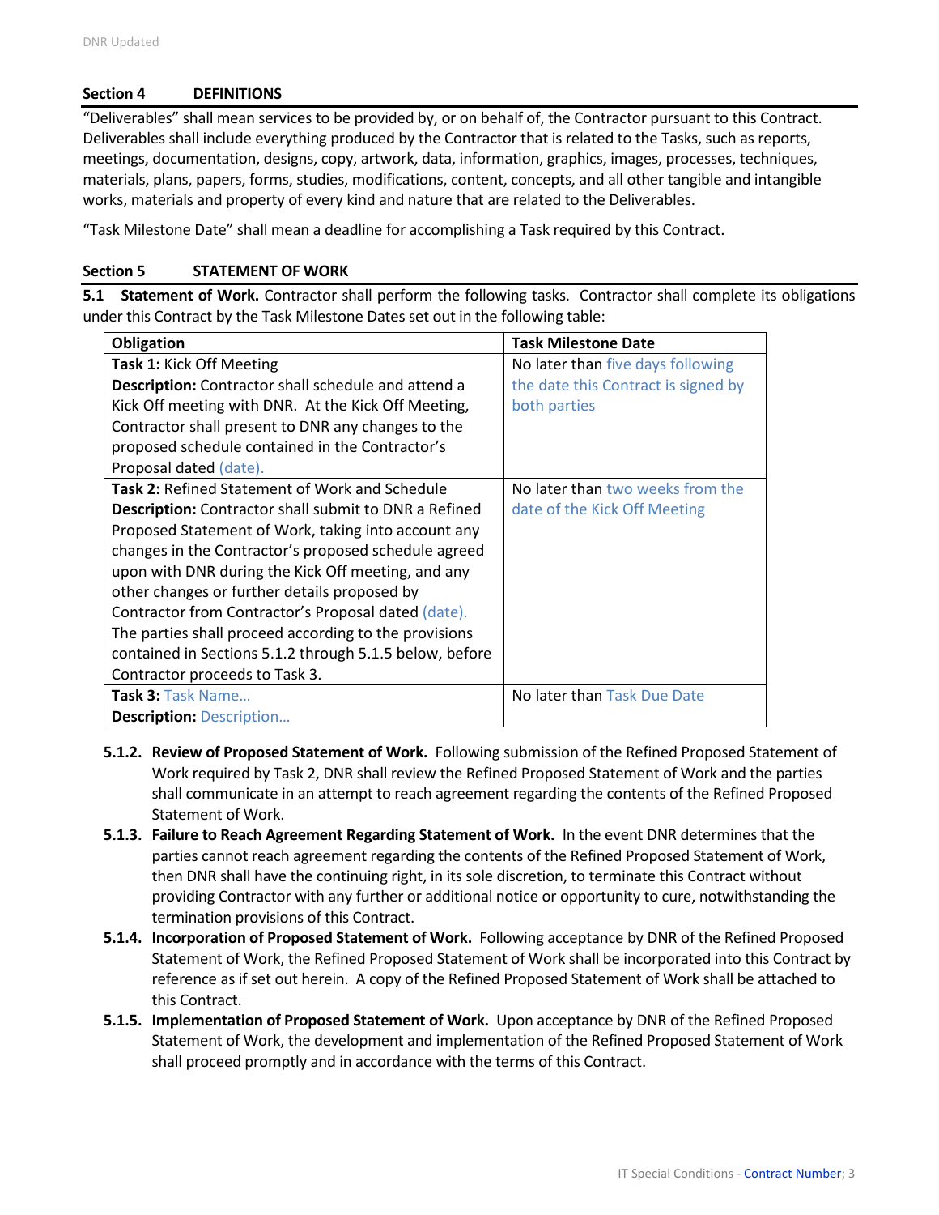## Section 4 DEFINITIONS

"Deliverables" shall mean services to be provided by, or on behalf of, the Contractor pursuant to this Contract. Deliverables shall include everything produced by the Contractor that is related to the Tasks, such as reports, meetings, documentation, designs, copy, artwork, data, information, graphics, images, processes, techniques, materials, plans, papers, forms, studies, modifications, content, concepts, and all other tangible and intangible works, materials and property of every kind and nature that are related to the Deliverables.

"Task Milestone Date" shall mean a deadline for accomplishing a Task required by this Contract.

## Section 5 STATEMENT OF WORK

**5.1 Statement of Work.** Contractor shall perform the following tasks. Contractor shall complete its obligations under this Contract by the Task Milestone Dates set out in the following table:

| Obligation | Task Milestone Date |
| --- | --- |
| **Task 1:** Kick Off Meeting<br>**Description:** Contractor shall schedule and attend a Kick Off meeting with DNR. At the Kick Off Meeting, Contractor shall present to DNR any changes to the proposed schedule contained in the Contractor's Proposal dated (date). | No later than five days following the date this Contract is signed by both parties |
| **Task 2:** Refined Statement of Work and Schedule<br>**Description:** Contractor shall submit to DNR a Refined Proposed Statement of Work, taking into account any changes in the Contractor's proposed schedule agreed upon with DNR during the Kick Off meeting, and any other changes or further details proposed by Contractor from Contractor's Proposal dated (date). The parties shall proceed according to the provisions contained in Sections 5.1.2 through 5.1.5 below, before Contractor proceeds to Task 3. | No later than two weeks from the date of the Kick Off Meeting |
| **Task 3:** Task Name…<br>**Description:** Description… | No later than Task Due Date |

**5.1.2. Review of Proposed Statement of Work.** Following submission of the Refined Proposed Statement of Work required by Task 2, DNR shall review the Refined Proposed Statement of Work and the parties shall communicate in an attempt to reach agreement regarding the contents of the Refined Proposed Statement of Work.

**5.1.3. Failure to Reach Agreement Regarding Statement of Work.** In the event DNR determines that the parties cannot reach agreement regarding the contents of the Refined Proposed Statement of Work, then DNR shall have the continuing right, in its sole discretion, to terminate this Contract without providing Contractor with any further or additional notice or opportunity to cure, notwithstanding the termination provisions of this Contract.

**5.1.4. Incorporation of Proposed Statement of Work.** Following acceptance by DNR of the Refined Proposed Statement of Work, the Refined Proposed Statement of Work shall be incorporated into this Contract by reference as if set out herein. A copy of the Refined Proposed Statement of Work shall be attached to this Contract.

**5.1.5. Implementation of Proposed Statement of Work.** Upon acceptance by DNR of the Refined Proposed Statement of Work, the development and implementation of the Refined Proposed Statement of Work shall proceed promptly and in accordance with the terms of this Contract.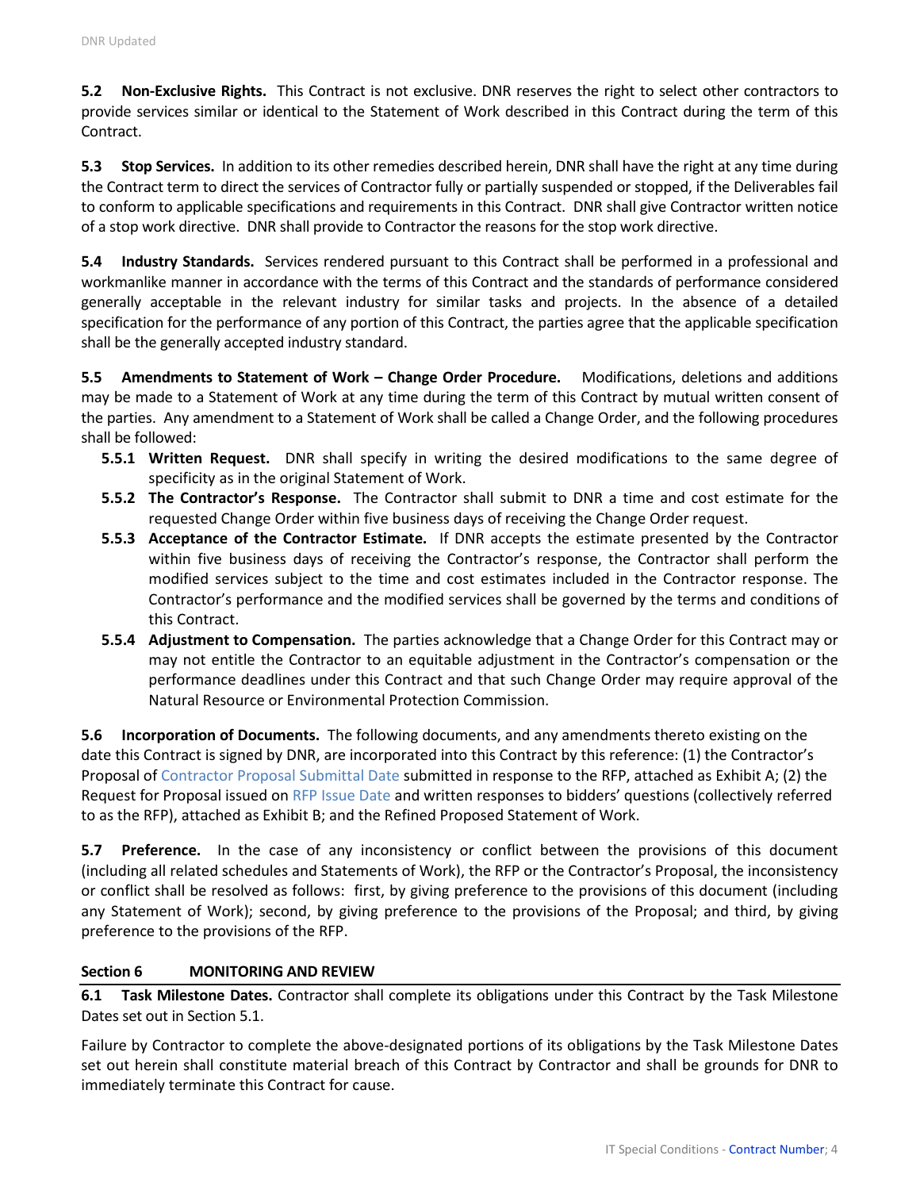**5.2 Non-Exclusive Rights.** This Contract is not exclusive. DNR reserves the right to select other contractors to provide services similar or identical to the Statement of Work described in this Contract during the term of this Contract.

**5.3 Stop Services.** In addition to its other remedies described herein, DNR shall have the right at any time during the Contract term to direct the services of Contractor fully or partially suspended or stopped, if the Deliverables fail to conform to applicable specifications and requirements in this Contract. DNR shall give Contractor written notice of a stop work directive. DNR shall provide to Contractor the reasons for the stop work directive.

**5.4 Industry Standards.** Services rendered pursuant to this Contract shall be performed in a professional and workmanlike manner in accordance with the terms of this Contract and the standards of performance considered generally acceptable in the relevant industry for similar tasks and projects. In the absence of a detailed specification for the performance of any portion of this Contract, the parties agree that the applicable specification shall be the generally accepted industry standard.

**5.5 Amendments to Statement of Work – Change Order Procedure.** Modifications, deletions and additions may be made to a Statement of Work at any time during the term of this Contract by mutual written consent of the parties. Any amendment to a Statement of Work shall be called a Change Order, and the following procedures shall be followed:

- **5.5.1 Written Request.** DNR shall specify in writing the desired modifications to the same degree of specificity as in the original Statement of Work.
- **5.5.2 The Contractor's Response.** The Contractor shall submit to DNR a time and cost estimate for the requested Change Order within five business days of receiving the Change Order request.
- **5.5.3 Acceptance of the Contractor Estimate.** If DNR accepts the estimate presented by the Contractor within five business days of receiving the Contractor's response, the Contractor shall perform the modified services subject to the time and cost estimates included in the Contractor response. The Contractor's performance and the modified services shall be governed by the terms and conditions of this Contract.
- **5.5.4 Adjustment to Compensation.** The parties acknowledge that a Change Order for this Contract may or may not entitle the Contractor to an equitable adjustment in the Contractor's compensation or the performance deadlines under this Contract and that such Change Order may require approval of the Natural Resource or Environmental Protection Commission.

**5.6 Incorporation of Documents.** The following documents, and any amendments thereto existing on the date this Contract is signed by DNR, are incorporated into this Contract by this reference: (1) the Contractor's Proposal of Contractor Proposal Submittal Date submitted in response to the RFP, attached as Exhibit A; (2) the Request for Proposal issued on RFP Issue Date and written responses to bidders' questions (collectively referred to as the RFP), attached as Exhibit B; and the Refined Proposed Statement of Work.

**5.7 Preference.** In the case of any inconsistency or conflict between the provisions of this document (including all related schedules and Statements of Work), the RFP or the Contractor's Proposal, the inconsistency or conflict shall be resolved as follows: first, by giving preference to the provisions of this document (including any Statement of Work); second, by giving preference to the provisions of the Proposal; and third, by giving preference to the provisions of the RFP.

## Section 6 MONITORING AND REVIEW

**6.1 Task Milestone Dates.** Contractor shall complete its obligations under this Contract by the Task Milestone Dates set out in Section 5.1.

Failure by Contractor to complete the above-designated portions of its obligations by the Task Milestone Dates set out herein shall constitute material breach of this Contract by Contractor and shall be grounds for DNR to immediately terminate this Contract for cause.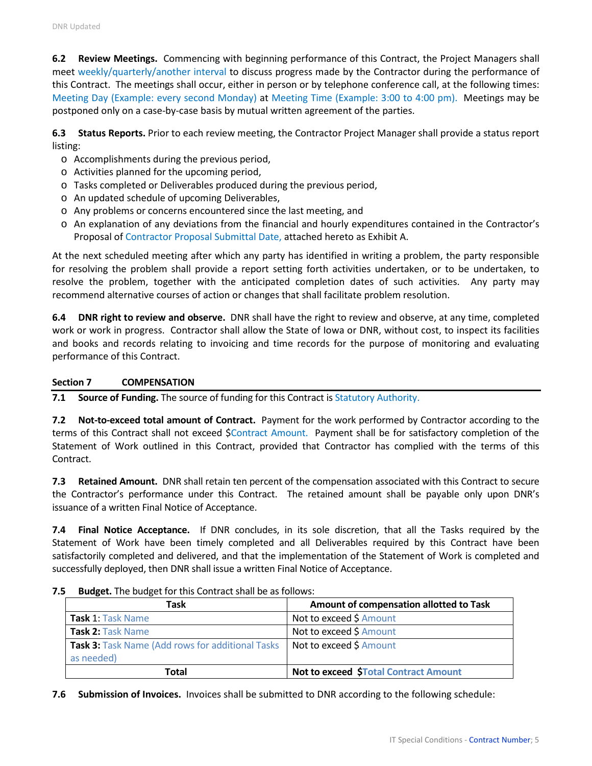**6.2 Review Meetings.** Commencing with beginning performance of this Contract, the Project Managers shall meet weekly/quarterly/another interval to discuss progress made by the Contractor during the performance of this Contract. The meetings shall occur, either in person or by telephone conference call, at the following times: Meeting Day (Example: every second Monday) at Meeting Time (Example: 3:00 to 4:00 pm). Meetings may be postponed only on a case-by-case basis by mutual written agreement of the parties.

**6.3 Status Reports.** Prior to each review meeting, the Contractor Project Manager shall provide a status report listing:

- Accomplishments during the previous period,
- Activities planned for the upcoming period,
- Tasks completed or Deliverables produced during the previous period,
- An updated schedule of upcoming Deliverables,
- Any problems or concerns encountered since the last meeting, and
- An explanation of any deviations from the financial and hourly expenditures contained in the Contractor's Proposal of Contractor Proposal Submittal Date, attached hereto as Exhibit A.

At the next scheduled meeting after which any party has identified in writing a problem, the party responsible for resolving the problem shall provide a report setting forth activities undertaken, or to be undertaken, to resolve the problem, together with the anticipated completion dates of such activities. Any party may recommend alternative courses of action or changes that shall facilitate problem resolution.

**6.4 DNR right to review and observe.** DNR shall have the right to review and observe, at any time, completed work or work in progress. Contractor shall allow the State of Iowa or DNR, without cost, to inspect its facilities and books and records relating to invoicing and time records for the purpose of monitoring and evaluating performance of this Contract.

## Section 7 COMPENSATION

**7.1 Source of Funding.** The source of funding for this Contract is Statutory Authority.

**7.2 Not-to-exceed total amount of Contract.** Payment for the work performed by Contractor according to the terms of this Contract shall not exceed $Contract Amount. Payment shall be for satisfactory completion of the Statement of Work outlined in this Contract, provided that Contractor has complied with the terms of this Contract.

**7.3 Retained Amount.** DNR shall retain ten percent of the compensation associated with this Contract to secure the Contractor's performance under this Contract. The retained amount shall be payable only upon DNR's issuance of a written Final Notice of Acceptance.

**7.4 Final Notice Acceptance.** If DNR concludes, in its sole discretion, that all the Tasks required by the Statement of Work have been timely completed and all Deliverables required by this Contract have been satisfactorily completed and delivered, and that the implementation of the Statement of Work is completed and successfully deployed, then DNR shall issue a written Final Notice of Acceptance.

**7.5 Budget.** The budget for this Contract shall be as follows:

| Task | Amount of compensation allotted to Task |
|---|---|
| **Task 1:** Task Name | Not to exceed $ Amount |
| **Task 2:** Task Name | Not to exceed $ Amount |
| **Task 3:** Task Name (Add rows for additional Tasks as needed) | Not to exceed $ Amount |
| **Total** | **Not to exceed $Total Contract Amount** |

**7.6 Submission of Invoices.** Invoices shall be submitted to DNR according to the following schedule: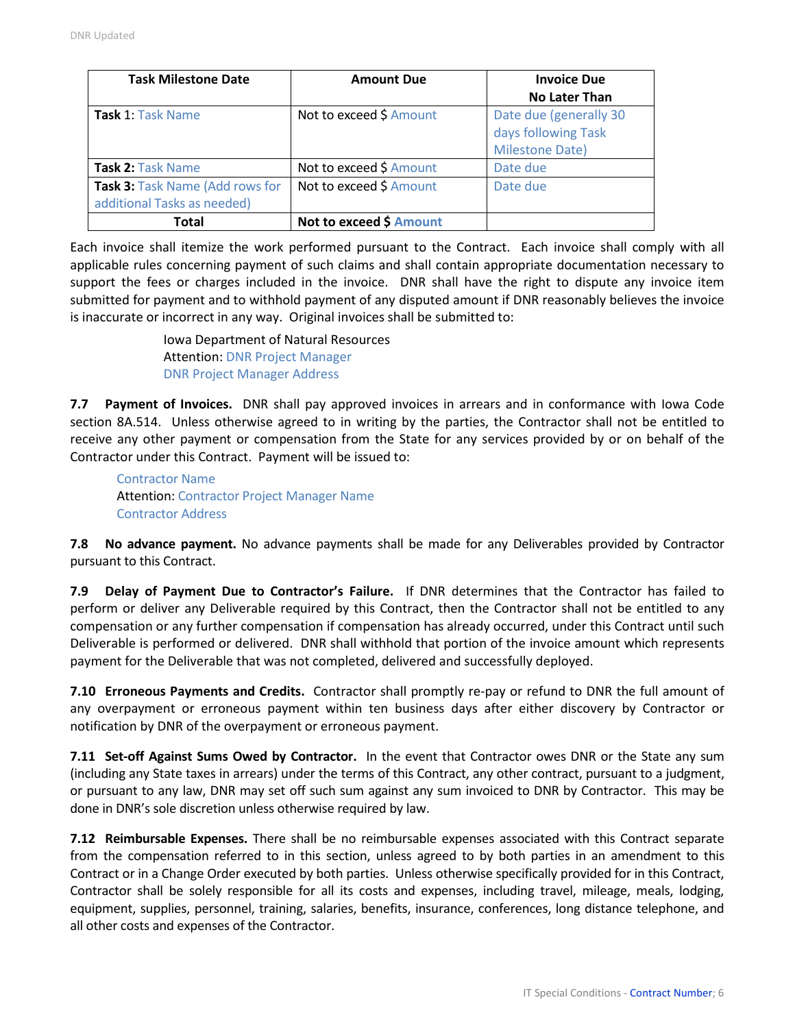| Task Milestone Date | Amount Due | Invoice Due No Later Than |
|---|---|---|
| **Task 1**: Task Name | Not to exceed $ Amount | Date due (generally 30 days following Task Milestone Date) |
| **Task 2:** Task Name | Not to exceed $ Amount | Date due |
| **Task 3:** Task Name (Add rows for additional Tasks as needed) | Not to exceed $ Amount | Date due |
| **Total** | **Not to exceed $ Amount** | |

Each invoice shall itemize the work performed pursuant to the Contract. Each invoice shall comply with all applicable rules concerning payment of such claims and shall contain appropriate documentation necessary to support the fees or charges included in the invoice. DNR shall have the right to dispute any invoice item submitted for payment and to withhold payment of any disputed amount if DNR reasonably believes the invoice is inaccurate or incorrect in any way. Original invoices shall be submitted to:

Iowa Department of Natural Resources
Attention: DNR Project Manager
DNR Project Manager Address

**7.7 Payment of Invoices.** DNR shall pay approved invoices in arrears and in conformance with Iowa Code section 8A.514. Unless otherwise agreed to in writing by the parties, the Contractor shall not be entitled to receive any other payment or compensation from the State for any services provided by or on behalf of the Contractor under this Contract. Payment will be issued to:

Contractor Name
Attention: Contractor Project Manager Name
Contractor Address

**7.8 No advance payment.** No advance payments shall be made for any Deliverables provided by Contractor pursuant to this Contract.

**7.9 Delay of Payment Due to Contractor's Failure.** If DNR determines that the Contractor has failed to perform or deliver any Deliverable required by this Contract, then the Contractor shall not be entitled to any compensation or any further compensation if compensation has already occurred, under this Contract until such Deliverable is performed or delivered. DNR shall withhold that portion of the invoice amount which represents payment for the Deliverable that was not completed, delivered and successfully deployed.

**7.10 Erroneous Payments and Credits.** Contractor shall promptly re-pay or refund to DNR the full amount of any overpayment or erroneous payment within ten business days after either discovery by Contractor or notification by DNR of the overpayment or erroneous payment.

**7.11 Set-off Against Sums Owed by Contractor.** In the event that Contractor owes DNR or the State any sum (including any State taxes in arrears) under the terms of this Contract, any other contract, pursuant to a judgment, or pursuant to any law, DNR may set off such sum against any sum invoiced to DNR by Contractor. This may be done in DNR's sole discretion unless otherwise required by law.

**7.12 Reimbursable Expenses.** There shall be no reimbursable expenses associated with this Contract separate from the compensation referred to in this section, unless agreed to by both parties in an amendment to this Contract or in a Change Order executed by both parties. Unless otherwise specifically provided for in this Contract, Contractor shall be solely responsible for all its costs and expenses, including travel, mileage, meals, lodging, equipment, supplies, personnel, training, salaries, benefits, insurance, conferences, long distance telephone, and all other costs and expenses of the Contractor.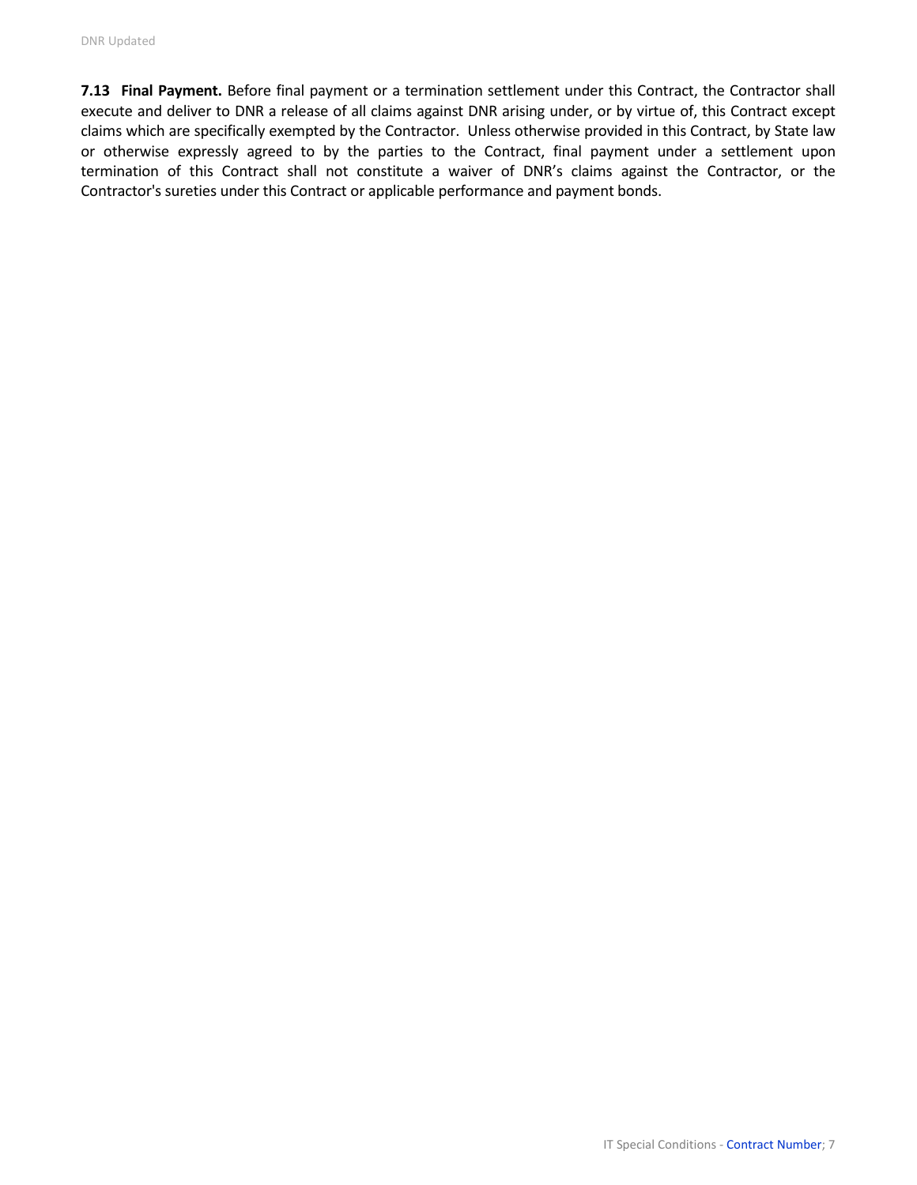**7.13 Final Payment.** Before final payment or a termination settlement under this Contract, the Contractor shall execute and deliver to DNR a release of all claims against DNR arising under, or by virtue of, this Contract except claims which are specifically exempted by the Contractor. Unless otherwise provided in this Contract, by State law or otherwise expressly agreed to by the parties to the Contract, final payment under a settlement upon termination of this Contract shall not constitute a waiver of DNR's claims against the Contractor, or the Contractor's sureties under this Contract or applicable performance and payment bonds.